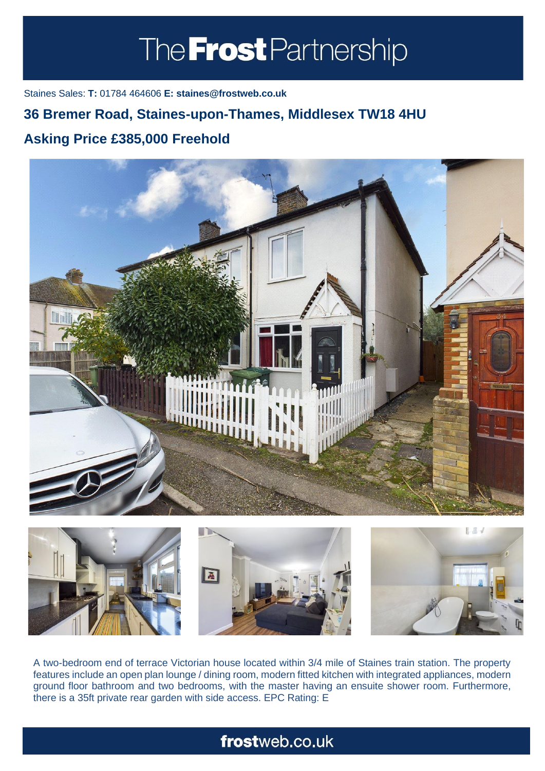# The Frost Partnership

Staines Sales: **T:** 01784 464606 **E: staines@frostweb.co.uk**

## 36 Bremer Road, Staines-upon-Thames, Middlesex TW18 4HU

## Asking Price £385,000 Freehold

A two-bedroom end of terrace Victorian house located within 3/4 mile of Staines train station. The property features include an open plan lounge / dining room, modern fitted kitchen with integrated appliances, modern ground floor bathroom and two bedrooms, with the master having an ensuite shower room. Furthermore, there is a 35ft private rear garden with side access. EPC Rating: E

**frost**web.co.uk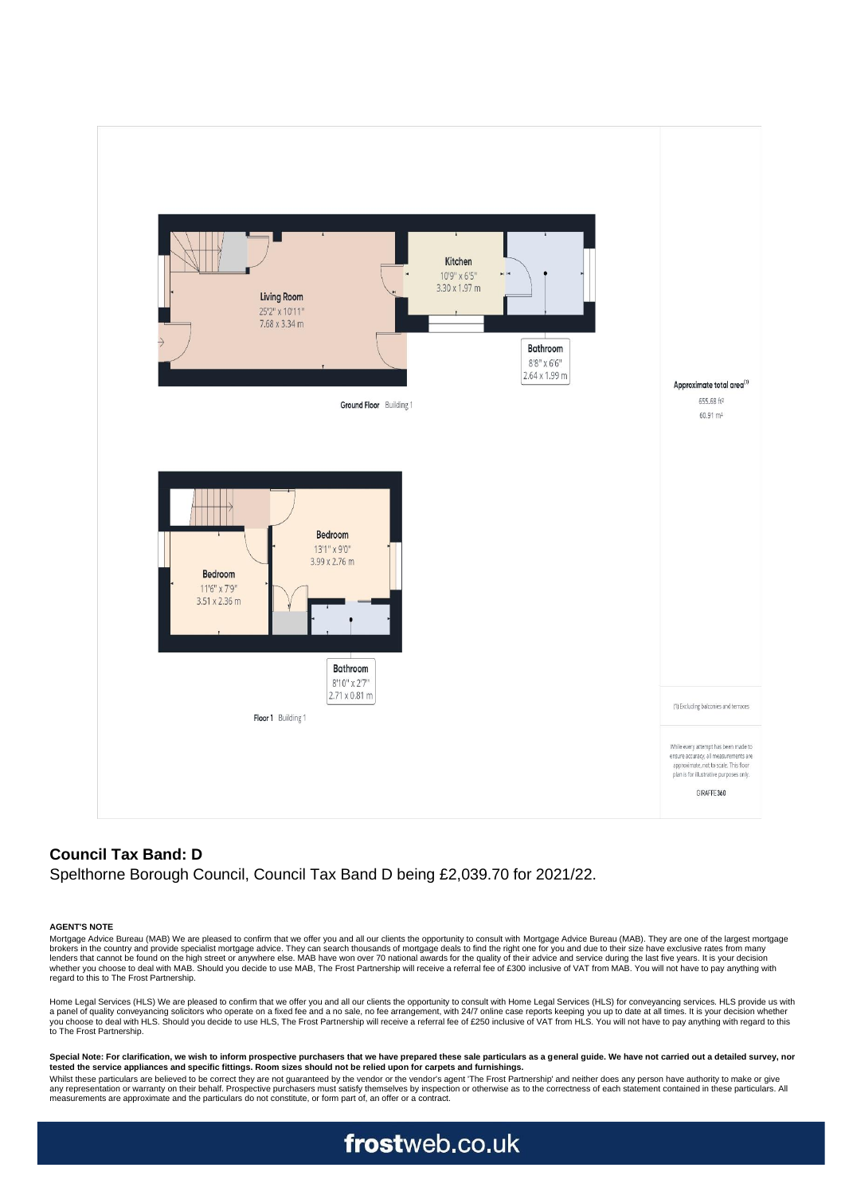Kitchen
10'9" x 6'5"
3.30 x 1.97 m

Living Room
25'2" x 10'11"
7.68 x 3.34 m

Bathroom
8'8" x 6'6"
2.64 x 1.99 m

Ground Floor Building 1

Bedroom
13'1" x 9'0"
3.99 x 2.76 m

Bedroom
11'6" x 7'9"
3.51 x 2.36 m

Bathroom
8'10" x 2'7"
2.71 x 0.81 m

Floor 1 Building 1

Approximate total area[1]

655.68 ft²

60.91 m²

(1) Excluding balconies and terraces

While every attempt has been made to ensure accuracy, all measurements are approximate, not to scale. This floor plan is for illustrative purposes only.

GIRAFFE360

**Council Tax Band: D**

Spelthorne Borough Council, Council Tax Band D being £2,039.70 for 2021/22.

**AGENT'S NOTE**

Mortgage Advice Bureau (MAB) We are pleased to confirm that we offer you and all our clients the opportunity to consult with Mortgage Advice Bureau (MAB). They are one of the largest mortgage brokers in the country and provide specialist mortgage advice. They can search thousands of mortgage deals to find the right one for you and due to their size have exclusive rates from many lenders that cannot be found on the high street or anywhere else. MAB have won over 70 national awards for the quality of their advice and service during the last five years. It is your decision whether you choose to deal with MAB. Should you decide to use MAB, The Frost Partnership will receive a referral fee of £300 inclusive of VAT from MAB. You will not have to pay anything with regard to this to The Frost Partnership.

Home Legal Services (HLS) We are pleased to confirm that we offer you and all our clients the opportunity to consult with Home Legal Services (HLS) for conveyancing services. HLS provide us with a panel of quality conveyancing solicitors who operate on a fixed fee and a no sale, no fee arrangement, with 24/7 online case reports keeping you up to date at all times. It is your decision whether you choose to deal with HLS. Should you decide to use HLS, The Frost Partnership will receive a referral fee of £250 inclusive of VAT from HLS. You will not have to pay anything with regard to this to The Frost Partnership.

**Special Note: For clarification, we wish to inform prospective purchasers that we have prepared these sale particulars as a general guide. We have not carried out a detailed survey, nor tested the service appliances and specific fittings. Room sizes should not be relied upon for carpets and furnishings.**

Whilst these particulars are believed to be correct they are not guaranteed by the vendor or the vendor's agent 'The Frost Partnership' and neither does any person have authority to make or give any representation or warranty on their behalf. Prospective purchasers must satisfy themselves by inspection or otherwise as to the correctness of each statement contained in these particulars. All measurements are approximate and the particulars do not constitute, or form part of, an offer or a contract.

**frost**web.co.uk